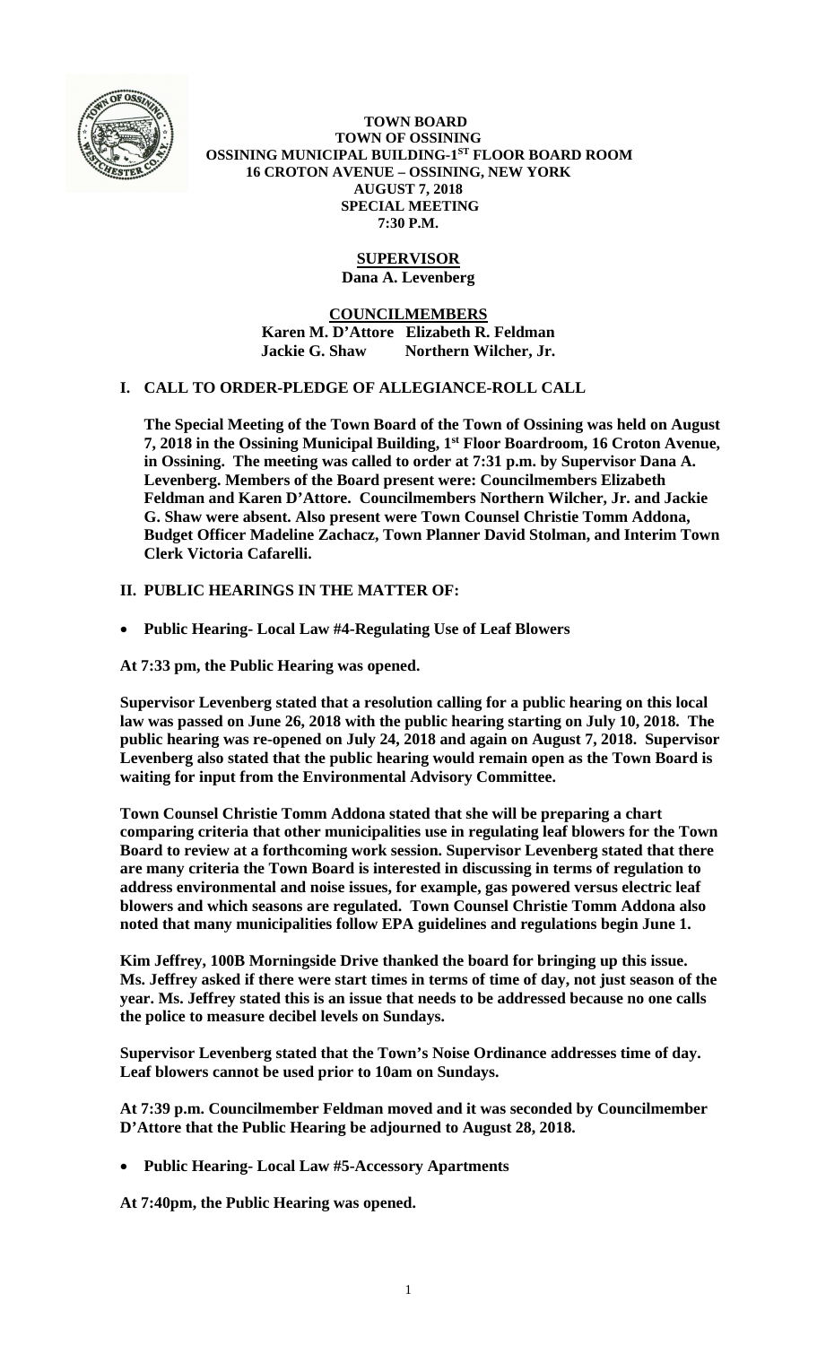**TOWN BOARD**
**TOWN OF OSSINING**
**OSSINING MUNICIPAL BUILDING-1ST FLOOR BOARD ROOM**
**16 CROTON AVENUE – OSSINING, NEW YORK**
**AUGUST 7, 2018**
**SPECIAL MEETING**
**7:30 P.M.**

**SUPERVISOR**
**Dana A. Levenberg**

**COUNCILMEMBERS**
**Karen M. D'Attore Elizabeth R. Feldman**
**Jackie G. Shaw Northern Wilcher, Jr.**

## I. CALL TO ORDER-PLEDGE OF ALLEGIANCE-ROLL CALL

**The Special Meeting of the Town Board of the Town of Ossining was held on August 7, 2018 in the Ossining Municipal Building, 1st Floor Boardroom, 16 Croton Avenue, in Ossining. The meeting was called to order at 7:31 p.m. by Supervisor Dana A. Levenberg. Members of the Board present were: Councilmembers Elizabeth Feldman and Karen D'Attore. Councilmembers Northern Wilcher, Jr. and Jackie G. Shaw were absent. Also present were Town Counsel Christie Tomm Addona, Budget Officer Madeline Zachacz, Town Planner David Stolman, and Interim Town Clerk Victoria Cafarelli.**

## II. PUBLIC HEARINGS IN THE MATTER OF:

- **Public Hearing- Local Law #4-Regulating Use of Leaf Blowers**

**At 7:33 pm, the Public Hearing was opened.**

**Supervisor Levenberg stated that a resolution calling for a public hearing on this local law was passed on June 26, 2018 with the public hearing starting on July 10, 2018. The public hearing was re-opened on July 24, 2018 and again on August 7, 2018. Supervisor Levenberg also stated that the public hearing would remain open as the Town Board is waiting for input from the Environmental Advisory Committee.**

**Town Counsel Christie Tomm Addona stated that she will be preparing a chart comparing criteria that other municipalities use in regulating leaf blowers for the Town Board to review at a forthcoming work session. Supervisor Levenberg stated that there are many criteria the Town Board is interested in discussing in terms of regulation to address environmental and noise issues, for example, gas powered versus electric leaf blowers and which seasons are regulated. Town Counsel Christie Tomm Addona also noted that many municipalities follow EPA guidelines and regulations begin June 1.**

**Kim Jeffrey, 100B Morningside Drive thanked the board for bringing up this issue. Ms. Jeffrey asked if there were start times in terms of time of day, not just season of the year. Ms. Jeffrey stated this is an issue that needs to be addressed because no one calls the police to measure decibel levels on Sundays.**

**Supervisor Levenberg stated that the Town's Noise Ordinance addresses time of day. Leaf blowers cannot be used prior to 10am on Sundays.**

**At 7:39 p.m. Councilmember Feldman moved and it was seconded by Councilmember D'Attore that the Public Hearing be adjourned to August 28, 2018.**

- **Public Hearing- Local Law #5-Accessory Apartments**

**At 7:40pm, the Public Hearing was opened.**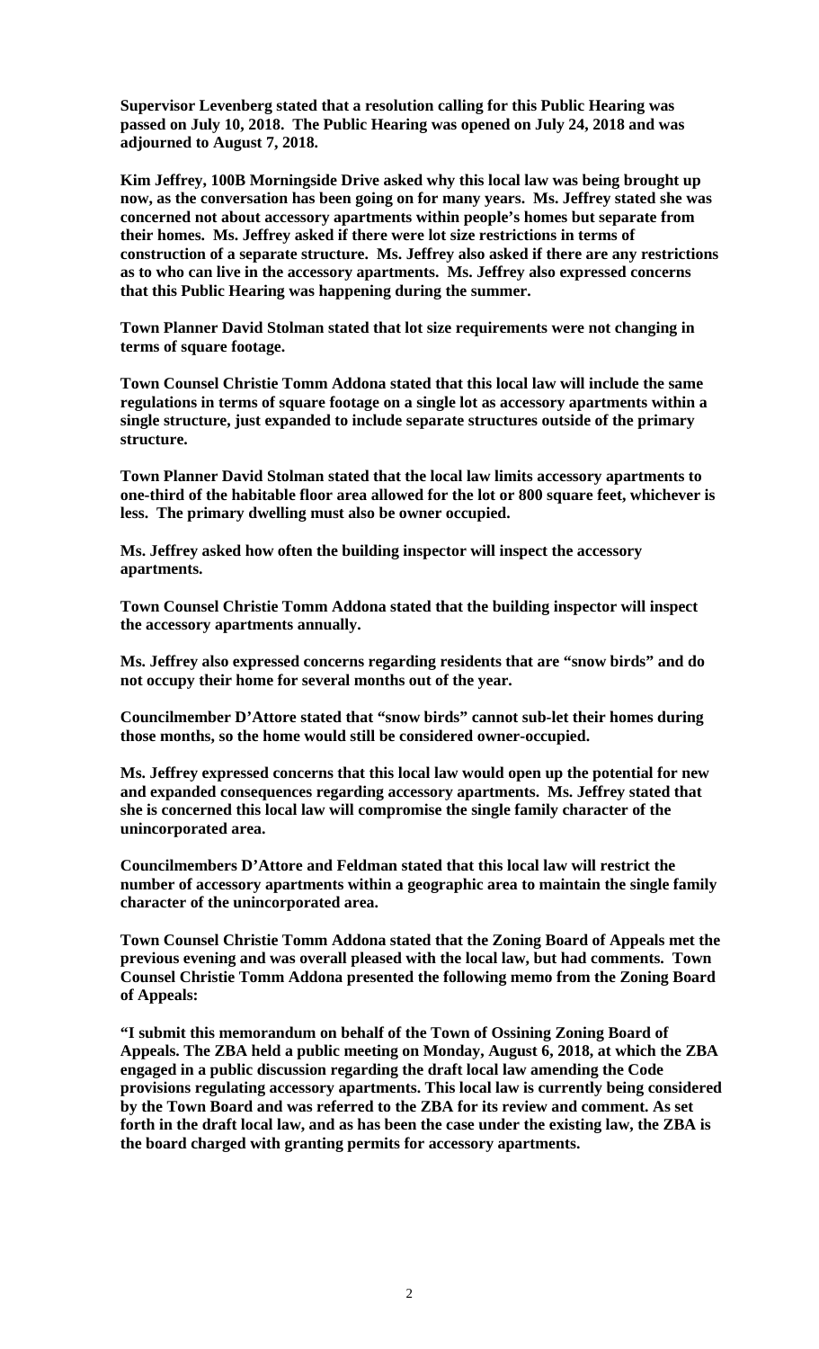**Supervisor Levenberg stated that a resolution calling for this Public Hearing was passed on July 10, 2018. The Public Hearing was opened on July 24, 2018 and was adjourned to August 7, 2018.**

**Kim Jeffrey, 100B Morningside Drive asked why this local law was being brought up now, as the conversation has been going on for many years. Ms. Jeffrey stated she was concerned not about accessory apartments within people's homes but separate from their homes. Ms. Jeffrey asked if there were lot size restrictions in terms of construction of a separate structure. Ms. Jeffrey also asked if there are any restrictions as to who can live in the accessory apartments. Ms. Jeffrey also expressed concerns that this Public Hearing was happening during the summer.**

**Town Planner David Stolman stated that lot size requirements were not changing in terms of square footage.**

**Town Counsel Christie Tomm Addona stated that this local law will include the same regulations in terms of square footage on a single lot as accessory apartments within a single structure, just expanded to include separate structures outside of the primary structure.**

**Town Planner David Stolman stated that the local law limits accessory apartments to one-third of the habitable floor area allowed for the lot or 800 square feet, whichever is less. The primary dwelling must also be owner occupied.**

**Ms. Jeffrey asked how often the building inspector will inspect the accessory apartments.**

**Town Counsel Christie Tomm Addona stated that the building inspector will inspect the accessory apartments annually.**

**Ms. Jeffrey also expressed concerns regarding residents that are "snow birds" and do not occupy their home for several months out of the year.**

**Councilmember D'Attore stated that "snow birds" cannot sub-let their homes during those months, so the home would still be considered owner-occupied.**

**Ms. Jeffrey expressed concerns that this local law would open up the potential for new and expanded consequences regarding accessory apartments. Ms. Jeffrey stated that she is concerned this local law will compromise the single family character of the unincorporated area.**

**Councilmembers D'Attore and Feldman stated that this local law will restrict the number of accessory apartments within a geographic area to maintain the single family character of the unincorporated area.**

**Town Counsel Christie Tomm Addona stated that the Zoning Board of Appeals met the previous evening and was overall pleased with the local law, but had comments. Town Counsel Christie Tomm Addona presented the following memo from the Zoning Board of Appeals:**

**"I submit this memorandum on behalf of the Town of Ossining Zoning Board of Appeals. The ZBA held a public meeting on Monday, August 6, 2018, at which the ZBA engaged in a public discussion regarding the draft local law amending the Code provisions regulating accessory apartments. This local law is currently being considered by the Town Board and was referred to the ZBA for its review and comment. As set forth in the draft local law, and as has been the case under the existing law, the ZBA is the board charged with granting permits for accessory apartments.**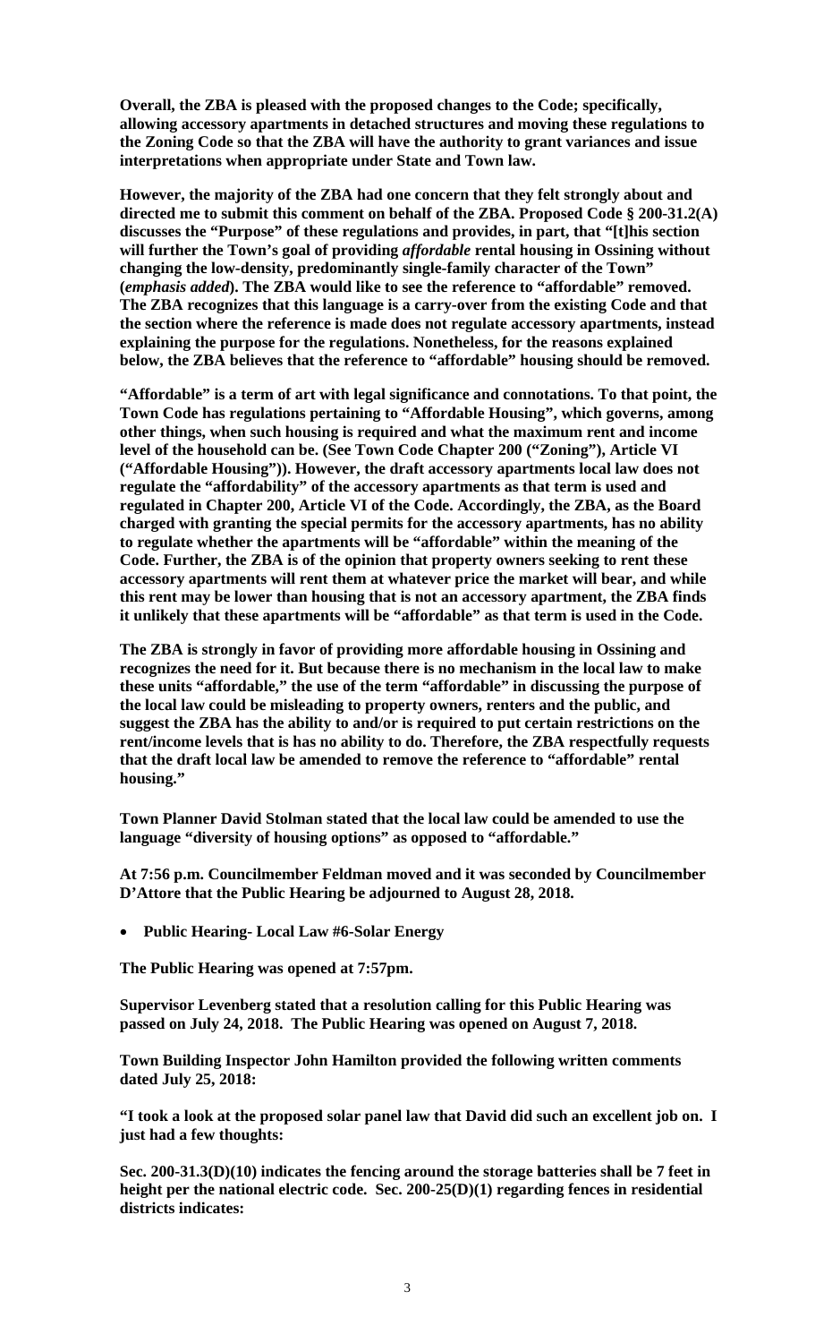**Overall, the ZBA is pleased with the proposed changes to the Code; specifically, allowing accessory apartments in detached structures and moving these regulations to the Zoning Code so that the ZBA will have the authority to grant variances and issue interpretations when appropriate under State and Town law.**

**However, the majority of the ZBA had one concern that they felt strongly about and directed me to submit this comment on behalf of the ZBA. Proposed Code § 200-31.2(A) discusses the "Purpose" of these regulations and provides, in part, that "[t]his section will further the Town's goal of providing *affordable* rental housing in Ossining without changing the low-density, predominantly single-family character of the Town" (*emphasis added*). The ZBA would like to see the reference to "affordable" removed. The ZBA recognizes that this language is a carry-over from the existing Code and that the section where the reference is made does not regulate accessory apartments, instead explaining the purpose for the regulations. Nonetheless, for the reasons explained below, the ZBA believes that the reference to "affordable" housing should be removed.**

**"Affordable" is a term of art with legal significance and connotations. To that point, the Town Code has regulations pertaining to "Affordable Housing", which governs, among other things, when such housing is required and what the maximum rent and income level of the household can be. (See Town Code Chapter 200 ("Zoning"), Article VI ("Affordable Housing")). However, the draft accessory apartments local law does not regulate the "affordability" of the accessory apartments as that term is used and regulated in Chapter 200, Article VI of the Code. Accordingly, the ZBA, as the Board charged with granting the special permits for the accessory apartments, has no ability to regulate whether the apartments will be "affordable" within the meaning of the Code. Further, the ZBA is of the opinion that property owners seeking to rent these accessory apartments will rent them at whatever price the market will bear, and while this rent may be lower than housing that is not an accessory apartment, the ZBA finds it unlikely that these apartments will be "affordable" as that term is used in the Code.**

**The ZBA is strongly in favor of providing more affordable housing in Ossining and recognizes the need for it. But because there is no mechanism in the local law to make these units "affordable," the use of the term "affordable" in discussing the purpose of the local law could be misleading to property owners, renters and the public, and suggest the ZBA has the ability to and/or is required to put certain restrictions on the rent/income levels that is has no ability to do. Therefore, the ZBA respectfully requests that the draft local law be amended to remove the reference to "affordable" rental housing."**

**Town Planner David Stolman stated that the local law could be amended to use the language "diversity of housing options" as opposed to "affordable."**

**At 7:56 p.m. Councilmember Feldman moved and it was seconded by Councilmember D'Attore that the Public Hearing be adjourned to August 28, 2018.**

- **Public Hearing- Local Law #6-Solar Energy**

**The Public Hearing was opened at 7:57pm.**

**Supervisor Levenberg stated that a resolution calling for this Public Hearing was passed on July 24, 2018. The Public Hearing was opened on August 7, 2018.**

**Town Building Inspector John Hamilton provided the following written comments dated July 25, 2018:**

**"I took a look at the proposed solar panel law that David did such an excellent job on. I just had a few thoughts:**

**Sec. 200-31.3(D)(10) indicates the fencing around the storage batteries shall be 7 feet in height per the national electric code. Sec. 200-25(D)(1) regarding fences in residential districts indicates:**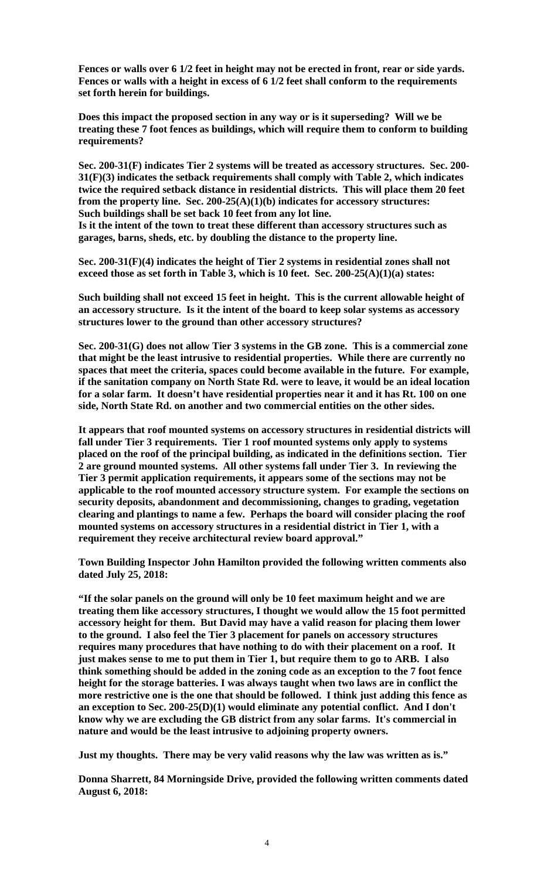**Fences or walls over 6 1/2 feet in height may not be erected in front, rear or side yards. Fences or walls with a height in excess of 6 1/2 feet shall conform to the requirements set forth herein for buildings.**

**Does this impact the proposed section in any way or is it superseding? Will we be treating these 7 foot fences as buildings, which will require them to conform to building requirements?**

**Sec. 200-31(F) indicates Tier 2 systems will be treated as accessory structures. Sec. 200-31(F)(3) indicates the setback requirements shall comply with Table 2, which indicates twice the required setback distance in residential districts. This will place them 20 feet from the property line. Sec. 200-25(A)(1)(b) indicates for accessory structures: Such buildings shall be set back 10 feet from any lot line.**

**Is it the intent of the town to treat these different than accessory structures such as garages, barns, sheds, etc. by doubling the distance to the property line.**

**Sec. 200-31(F)(4) indicates the height of Tier 2 systems in residential zones shall not exceed those as set forth in Table 3, which is 10 feet. Sec. 200-25(A)(1)(a) states:**

**Such building shall not exceed 15 feet in height. This is the current allowable height of an accessory structure. Is it the intent of the board to keep solar systems as accessory structures lower to the ground than other accessory structures?**

**Sec. 200-31(G) does not allow Tier 3 systems in the GB zone. This is a commercial zone that might be the least intrusive to residential properties. While there are currently no spaces that meet the criteria, spaces could become available in the future. For example, if the sanitation company on North State Rd. were to leave, it would be an ideal location for a solar farm. It doesn't have residential properties near it and it has Rt. 100 on one side, North State Rd. on another and two commercial entities on the other sides.**

**It appears that roof mounted systems on accessory structures in residential districts will fall under Tier 3 requirements. Tier 1 roof mounted systems only apply to systems placed on the roof of the principal building, as indicated in the definitions section. Tier 2 are ground mounted systems. All other systems fall under Tier 3. In reviewing the Tier 3 permit application requirements, it appears some of the sections may not be applicable to the roof mounted accessory structure system. For example the sections on security deposits, abandonment and decommissioning, changes to grading, vegetation clearing and plantings to name a few. Perhaps the board will consider placing the roof mounted systems on accessory structures in a residential district in Tier 1, with a requirement they receive architectural review board approval."**

**Town Building Inspector John Hamilton provided the following written comments also dated July 25, 2018:**

**"If the solar panels on the ground will only be 10 feet maximum height and we are treating them like accessory structures, I thought we would allow the 15 foot permitted accessory height for them. But David may have a valid reason for placing them lower to the ground. I also feel the Tier 3 placement for panels on accessory structures requires many procedures that have nothing to do with their placement on a roof. It just makes sense to me to put them in Tier 1, but require them to go to ARB. I also think something should be added in the zoning code as an exception to the 7 foot fence height for the storage batteries. I was always taught when two laws are in conflict the more restrictive one is the one that should be followed. I think just adding this fence as an exception to Sec. 200-25(D)(1) would eliminate any potential conflict. And I don't know why we are excluding the GB district from any solar farms. It's commercial in nature and would be the least intrusive to adjoining property owners.**

**Just my thoughts. There may be very valid reasons why the law was written as is."**

**Donna Sharrett, 84 Morningside Drive, provided the following written comments dated August 6, 2018:**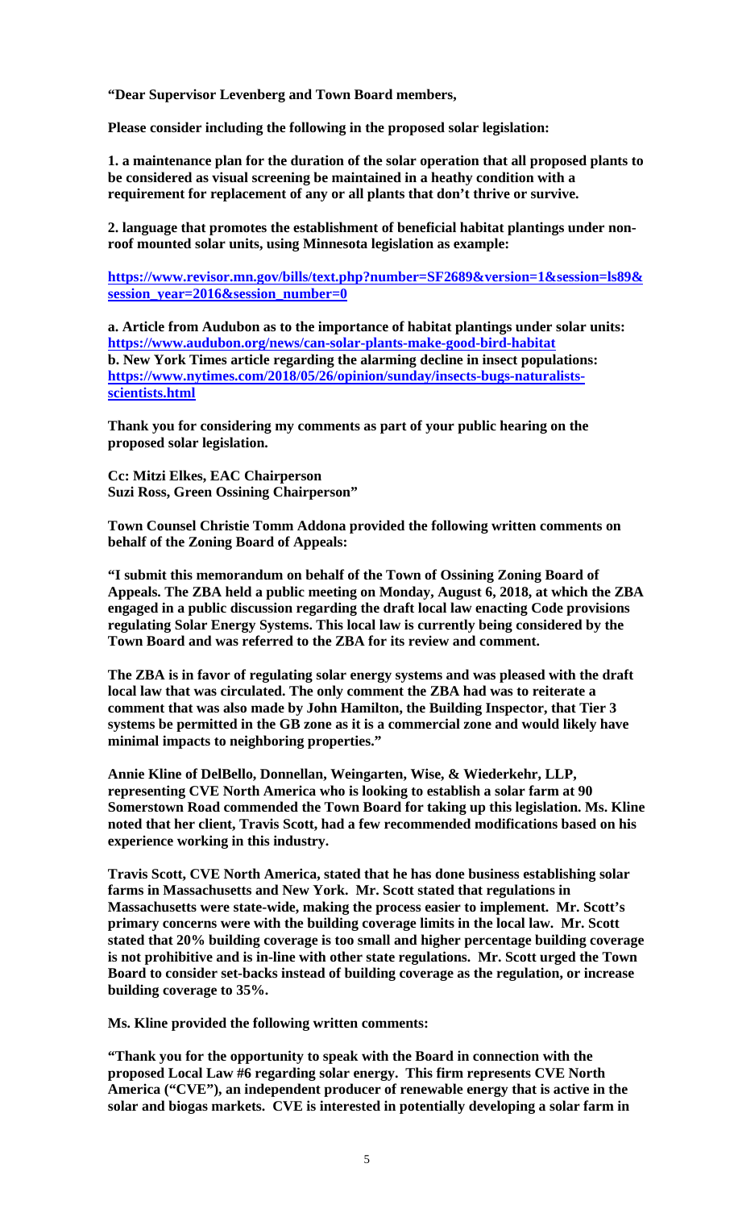**"Dear Supervisor Levenberg and Town Board members,**

**Please consider including the following in the proposed solar legislation:**

**1. a maintenance plan for the duration of the solar operation that all proposed plants to be considered as visual screening be maintained in a heathy condition with a requirement for replacement of any or all plants that don't thrive or survive.**

**2. language that promotes the establishment of beneficial habitat plantings under non-roof mounted solar units, using Minnesota legislation as example:**

**https://www.revisor.mn.gov/bills/text.php?number=SF2689&version=1&session=ls89&session_year=2016&session_number=0**

**a. Article from Audubon as to the importance of habitat plantings under solar units: https://www.audubon.org/news/can-solar-plants-make-good-bird-habitat**
**b. New York Times article regarding the alarming decline in insect populations: https://www.nytimes.com/2018/05/26/opinion/sunday/insects-bugs-naturalists-scientists.html**

**Thank you for considering my comments as part of your public hearing on the proposed solar legislation.**

**Cc: Mitzi Elkes, EAC Chairperson**
**Suzi Ross, Green Ossining Chairperson"**

**Town Counsel Christie Tomm Addona provided the following written comments on behalf of the Zoning Board of Appeals:**

**"I submit this memorandum on behalf of the Town of Ossining Zoning Board of Appeals. The ZBA held a public meeting on Monday, August 6, 2018, at which the ZBA engaged in a public discussion regarding the draft local law enacting Code provisions regulating Solar Energy Systems. This local law is currently being considered by the Town Board and was referred to the ZBA for its review and comment.**

**The ZBA is in favor of regulating solar energy systems and was pleased with the draft local law that was circulated. The only comment the ZBA had was to reiterate a comment that was also made by John Hamilton, the Building Inspector, that Tier 3 systems be permitted in the GB zone as it is a commercial zone and would likely have minimal impacts to neighboring properties."**

**Annie Kline of DelBello, Donnellan, Weingarten, Wise, & Wiederkehr, LLP, representing CVE North America who is looking to establish a solar farm at 90 Somerstown Road commended the Town Board for taking up this legislation. Ms. Kline noted that her client, Travis Scott, had a few recommended modifications based on his experience working in this industry.**

**Travis Scott, CVE North America, stated that he has done business establishing solar farms in Massachusetts and New York. Mr. Scott stated that regulations in Massachusetts were state-wide, making the process easier to implement. Mr. Scott's primary concerns were with the building coverage limits in the local law. Mr. Scott stated that 20% building coverage is too small and higher percentage building coverage is not prohibitive and is in-line with other state regulations. Mr. Scott urged the Town Board to consider set-backs instead of building coverage as the regulation, or increase building coverage to 35%.**

**Ms. Kline provided the following written comments:**

**"Thank you for the opportunity to speak with the Board in connection with the proposed Local Law #6 regarding solar energy. This firm represents CVE North America ("CVE"), an independent producer of renewable energy that is active in the solar and biogas markets. CVE is interested in potentially developing a solar farm in**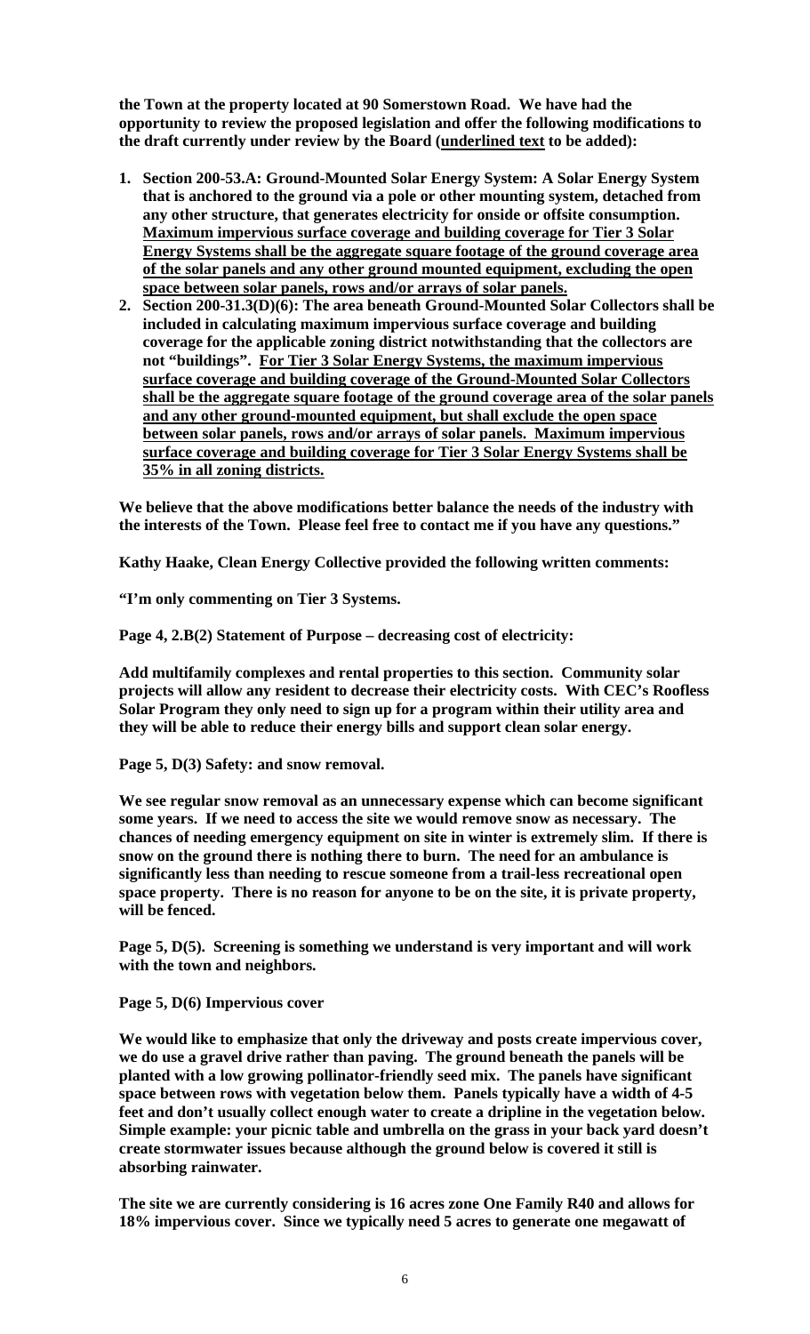**the Town at the property located at 90 Somerstown Road. We have had the opportunity to review the proposed legislation and offer the following modifications to the draft currently under review by the Board (<u>underlined text</u> to be added):**

1. **Section 200-53.A: Ground-Mounted Solar Energy System: A Solar Energy System that is anchored to the ground via a pole or other mounting system, detached from any other structure, that generates electricity for onside or offsite consumption. <u>Maximum impervious surface coverage and building coverage for Tier 3 Solar Energy Systems shall be the aggregate square footage of the ground coverage area of the solar panels and any other ground mounted equipment, excluding the open space between solar panels, rows and/or arrays of solar panels.</u>**
2. **Section 200-31.3(D)(6): The area beneath Ground-Mounted Solar Collectors shall be included in calculating maximum impervious surface coverage and building coverage for the applicable zoning district notwithstanding that the collectors are not "buildings". <u>For Tier 3 Solar Energy Systems, the maximum impervious surface coverage and building coverage of the Ground-Mounted Solar Collectors shall be the aggregate square footage of the ground coverage area of the solar panels and any other ground-mounted equipment, but shall exclude the open space between solar panels, rows and/or arrays of solar panels. Maximum impervious surface coverage and building coverage for Tier 3 Solar Energy Systems shall be 35% in all zoning districts.</u>**

**We believe that the above modifications better balance the needs of the industry with the interests of the Town. Please feel free to contact me if you have any questions."**

**Kathy Haake, Clean Energy Collective provided the following written comments:**

**"I'm only commenting on Tier 3 Systems.**

**Page 4, 2.B(2) Statement of Purpose – decreasing cost of electricity:**

**Add multifamily complexes and rental properties to this section. Community solar projects will allow any resident to decrease their electricity costs. With CEC's Roofless Solar Program they only need to sign up for a program within their utility area and they will be able to reduce their energy bills and support clean solar energy.**

**Page 5, D(3) Safety: and snow removal.**

**We see regular snow removal as an unnecessary expense which can become significant some years. If we need to access the site we would remove snow as necessary. The chances of needing emergency equipment on site in winter is extremely slim. If there is snow on the ground there is nothing there to burn. The need for an ambulance is significantly less than needing to rescue someone from a trail-less recreational open space property. There is no reason for anyone to be on the site, it is private property, will be fenced.**

**Page 5, D(5). Screening is something we understand is very important and will work with the town and neighbors.**

**Page 5, D(6) Impervious cover**

**We would like to emphasize that only the driveway and posts create impervious cover, we do use a gravel drive rather than paving. The ground beneath the panels will be planted with a low growing pollinator-friendly seed mix. The panels have significant space between rows with vegetation below them. Panels typically have a width of 4-5 feet and don't usually collect enough water to create a dripline in the vegetation below. Simple example: your picnic table and umbrella on the grass in your back yard doesn't create stormwater issues because although the ground below is covered it still is absorbing rainwater.**

**The site we are currently considering is 16 acres zone One Family R40 and allows for 18% impervious cover. Since we typically need 5 acres to generate one megawatt of**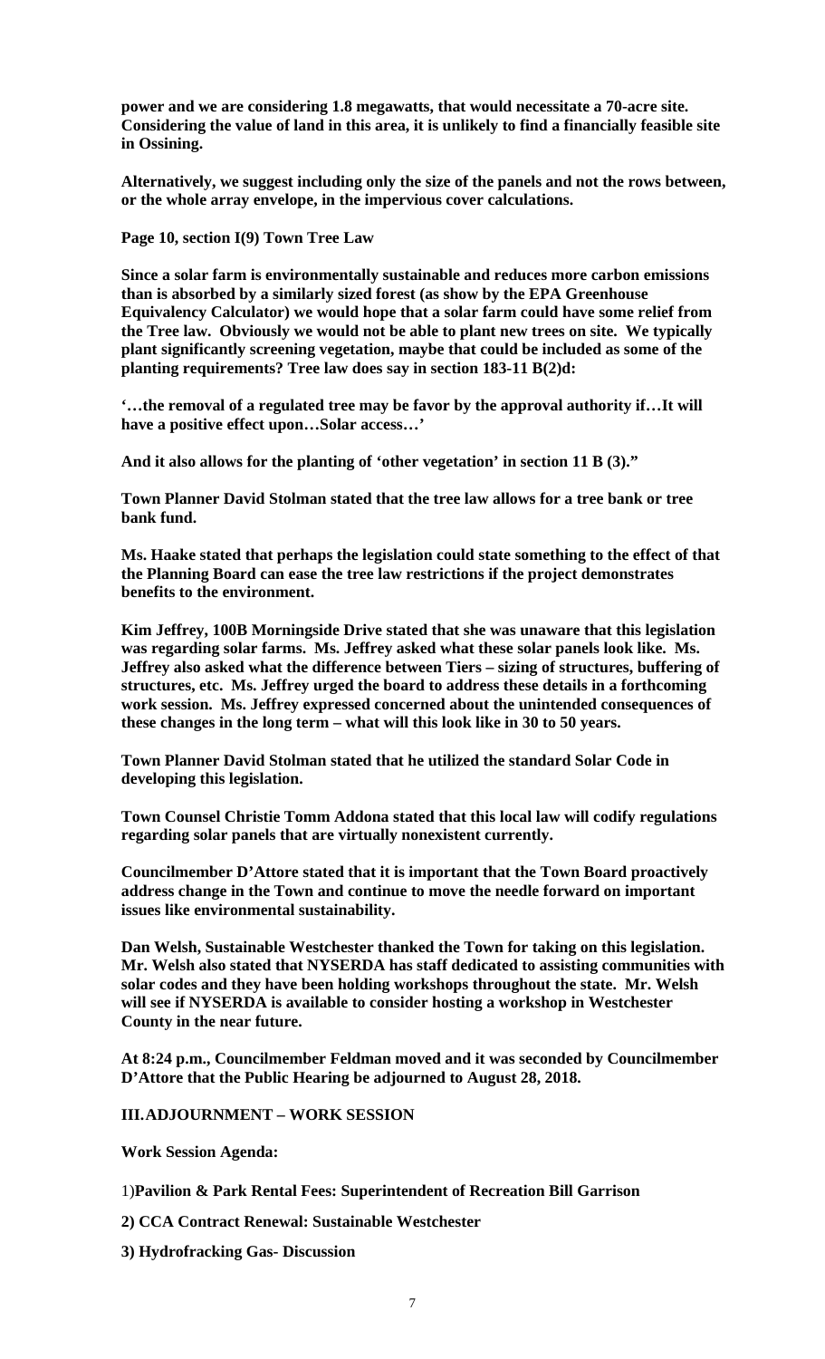**power and we are considering 1.8 megawatts, that would necessitate a 70-acre site. Considering the value of land in this area, it is unlikely to find a financially feasible site in Ossining.**

**Alternatively, we suggest including only the size of the panels and not the rows between, or the whole array envelope, in the impervious cover calculations.**

**Page 10, section I(9) Town Tree Law**

**Since a solar farm is environmentally sustainable and reduces more carbon emissions than is absorbed by a similarly sized forest (as show by the EPA Greenhouse Equivalency Calculator) we would hope that a solar farm could have some relief from the Tree law. Obviously we would not be able to plant new trees on site. We typically plant significantly screening vegetation, maybe that could be included as some of the planting requirements? Tree law does say in section 183-11 B(2)d:**

**'…the removal of a regulated tree may be favor by the approval authority if…It will have a positive effect upon…Solar access…'**

**And it also allows for the planting of 'other vegetation' in section 11 B (3)."**

**Town Planner David Stolman stated that the tree law allows for a tree bank or tree bank fund.**

**Ms. Haake stated that perhaps the legislation could state something to the effect of that the Planning Board can ease the tree law restrictions if the project demonstrates benefits to the environment.**

**Kim Jeffrey, 100B Morningside Drive stated that she was unaware that this legislation was regarding solar farms. Ms. Jeffrey asked what these solar panels look like. Ms. Jeffrey also asked what the difference between Tiers – sizing of structures, buffering of structures, etc. Ms. Jeffrey urged the board to address these details in a forthcoming work session. Ms. Jeffrey expressed concerned about the unintended consequences of these changes in the long term – what will this look like in 30 to 50 years.**

**Town Planner David Stolman stated that he utilized the standard Solar Code in developing this legislation.**

**Town Counsel Christie Tomm Addona stated that this local law will codify regulations regarding solar panels that are virtually nonexistent currently.**

**Councilmember D'Attore stated that it is important that the Town Board proactively address change in the Town and continue to move the needle forward on important issues like environmental sustainability.**

**Dan Welsh, Sustainable Westchester thanked the Town for taking on this legislation. Mr. Welsh also stated that NYSERDA has staff dedicated to assisting communities with solar codes and they have been holding workshops throughout the state. Mr. Welsh will see if NYSERDA is available to consider hosting a workshop in Westchester County in the near future.**

**At 8:24 p.m., Councilmember Feldman moved and it was seconded by Councilmember D'Attore that the Public Hearing be adjourned to August 28, 2018.**

**III. ADJOURNMENT – WORK SESSION**

**Work Session Agenda:**

1) **Pavilion & Park Rental Fees: Superintendent of Recreation Bill Garrison**

**2) CCA Contract Renewal: Sustainable Westchester**

**3) Hydrofracking Gas- Discussion**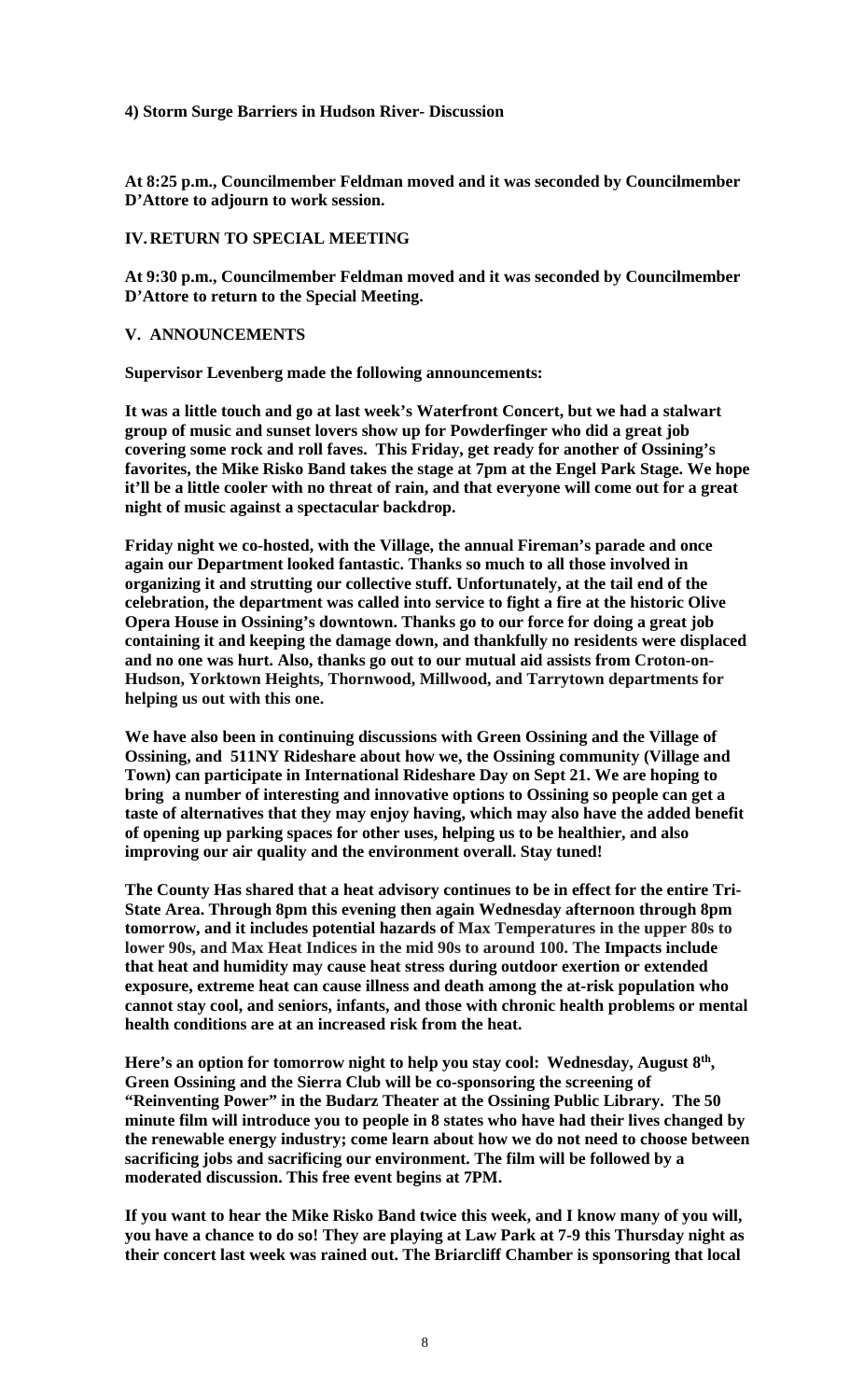**4) Storm Surge Barriers in Hudson River- Discussion**

**At 8:25 p.m., Councilmember Feldman moved and it was seconded by Councilmember D'Attore to adjourn to work session.**

## IV. RETURN TO SPECIAL MEETING

**At 9:30 p.m., Councilmember Feldman moved and it was seconded by Councilmember D'Attore to return to the Special Meeting.**

## V. ANNOUNCEMENTS

**Supervisor Levenberg made the following announcements:**

**It was a little touch and go at last week's Waterfront Concert, but we had a stalwart group of music and sunset lovers show up for Powderfinger who did a great job covering some rock and roll faves. This Friday, get ready for another of Ossining's favorites, the Mike Risko Band takes the stage at 7pm at the Engel Park Stage. We hope it'll be a little cooler with no threat of rain, and that everyone will come out for a great night of music against a spectacular backdrop.**

**Friday night we co-hosted, with the Village, the annual Fireman's parade and once again our Department looked fantastic. Thanks so much to all those involved in organizing it and strutting our collective stuff. Unfortunately, at the tail end of the celebration, the department was called into service to fight a fire at the historic Olive Opera House in Ossining's downtown. Thanks go to our force for doing a great job containing it and keeping the damage down, and thankfully no residents were displaced and no one was hurt. Also, thanks go out to our mutual aid assists from Croton-on-Hudson, Yorktown Heights, Thornwood, Millwood, and Tarrytown departments for helping us out with this one.**

**We have also been in continuing discussions with Green Ossining and the Village of Ossining, and 511NY Rideshare about how we, the Ossining community (Village and Town) can participate in International Rideshare Day on Sept 21. We are hoping to bring a number of interesting and innovative options to Ossining so people can get a taste of alternatives that they may enjoy having, which may also have the added benefit of opening up parking spaces for other uses, helping us to be healthier, and also improving our air quality and the environment overall. Stay tuned!**

**The County Has shared that a heat advisory continues to be in effect for the entire Tri-State Area. Through 8pm this evening then again Wednesday afternoon through 8pm tomorrow, and it includes potential hazards of Max Temperatures in the upper 80s to lower 90s, and Max Heat Indices in the mid 90s to around 100. The Impacts include that heat and humidity may cause heat stress during outdoor exertion or extended exposure, extreme heat can cause illness and death among the at-risk population who cannot stay cool, and seniors, infants, and those with chronic health problems or mental health conditions are at an increased risk from the heat.**

**Here's an option for tomorrow night to help you stay cool: Wednesday, August 8th, Green Ossining and the Sierra Club will be co-sponsoring the screening of "Reinventing Power" in the Budarz Theater at the Ossining Public Library. The 50 minute film will introduce you to people in 8 states who have had their lives changed by the renewable energy industry; come learn about how we do not need to choose between sacrificing jobs and sacrificing our environment. The film will be followed by a moderated discussion. This free event begins at 7PM.**

**If you want to hear the Mike Risko Band twice this week, and I know many of you will, you have a chance to do so! They are playing at Law Park at 7-9 this Thursday night as their concert last week was rained out. The Briarcliff Chamber is sponsoring that local**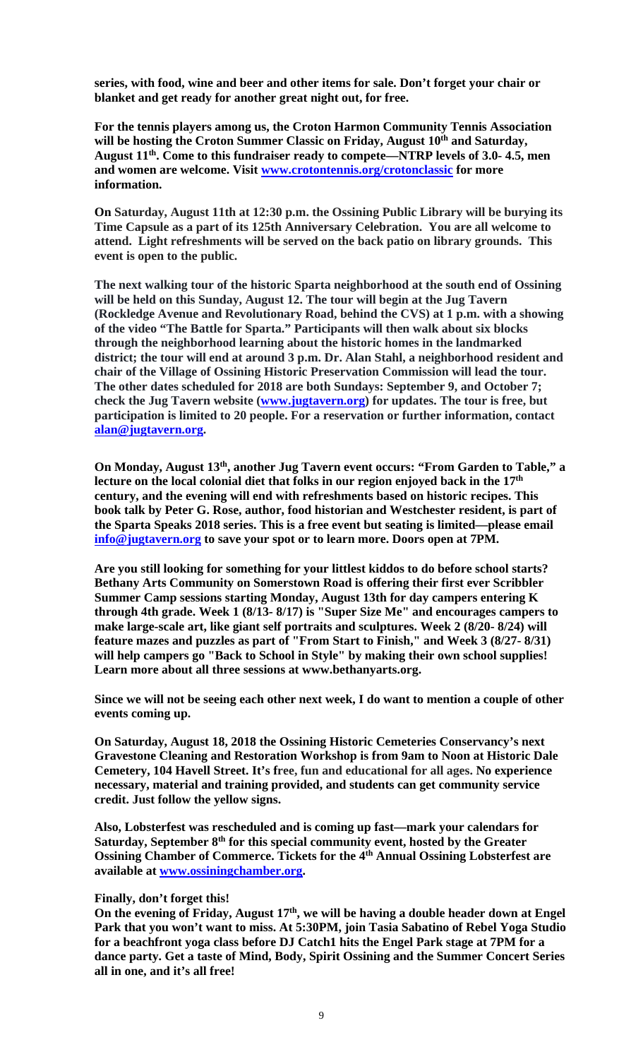**series, with food, wine and beer and other items for sale. Don't forget your chair or blanket and get ready for another great night out, for free.**

**For the tennis players among us, the Croton Harmon Community Tennis Association will be hosting the Croton Summer Classic on Friday, August 10th and Saturday, August 11th. Come to this fundraiser ready to compete—NTRP levels of 3.0- 4.5, men and women are welcome. Visit www.crotontennis.org/crotonclassic for more information.**

**On Saturday, August 11th at 12:30 p.m. the Ossining Public Library will be burying its Time Capsule as a part of its 125th Anniversary Celebration. You are all welcome to attend. Light refreshments will be served on the back patio on library grounds. This event is open to the public.**

**The next walking tour of the historic Sparta neighborhood at the south end of Ossining will be held on this Sunday, August 12. The tour will begin at the Jug Tavern (Rockledge Avenue and Revolutionary Road, behind the CVS) at 1 p.m. with a showing of the video "The Battle for Sparta." Participants will then walk about six blocks through the neighborhood learning about the historic homes in the landmarked district; the tour will end at around 3 p.m. Dr. Alan Stahl, a neighborhood resident and chair of the Village of Ossining Historic Preservation Commission will lead the tour. The other dates scheduled for 2018 are both Sundays: September 9, and October 7; check the Jug Tavern website (www.jugtavern.org) for updates. The tour is free, but participation is limited to 20 people. For a reservation or further information, contact alan@jugtavern.org.**

**On Monday, August 13th, another Jug Tavern event occurs: "From Garden to Table," a lecture on the local colonial diet that folks in our region enjoyed back in the 17th century, and the evening will end with refreshments based on historic recipes. This book talk by Peter G. Rose, author, food historian and Westchester resident, is part of the Sparta Speaks 2018 series. This is a free event but seating is limited—please email info@jugtavern.org to save your spot or to learn more. Doors open at 7PM.**

**Are you still looking for something for your littlest kiddos to do before school starts? Bethany Arts Community on Somerstown Road is offering their first ever Scribbler Summer Camp sessions starting Monday, August 13th for day campers entering K through 4th grade. Week 1 (8/13- 8/17) is "Super Size Me" and encourages campers to make large-scale art, like giant self portraits and sculptures. Week 2 (8/20- 8/24) will feature mazes and puzzles as part of "From Start to Finish," and Week 3 (8/27- 8/31) will help campers go "Back to School in Style" by making their own school supplies! Learn more about all three sessions at www.bethanyarts.org.**

**Since we will not be seeing each other next week, I do want to mention a couple of other events coming up.**

**On Saturday, August 18, 2018 the Ossining Historic Cemeteries Conservancy's next Gravestone Cleaning and Restoration Workshop is from 9am to Noon at Historic Dale Cemetery, 104 Havell Street. It's free, fun and educational for all ages. No experience necessary, material and training provided, and students can get community service credit. Just follow the yellow signs.**

**Also, Lobsterfest was rescheduled and is coming up fast—mark your calendars for Saturday, September 8th for this special community event, hosted by the Greater Ossining Chamber of Commerce. Tickets for the 4th Annual Ossining Lobsterfest are available at www.ossiningchamber.org.**

**Finally, don't forget this!**
**On the evening of Friday, August 17th, we will be having a double header down at Engel Park that you won't want to miss. At 5:30PM, join Tasia Sabatino of Rebel Yoga Studio for a beachfront yoga class before DJ Catch1 hits the Engel Park stage at 7PM for a dance party. Get a taste of Mind, Body, Spirit Ossining and the Summer Concert Series all in one, and it's all free!**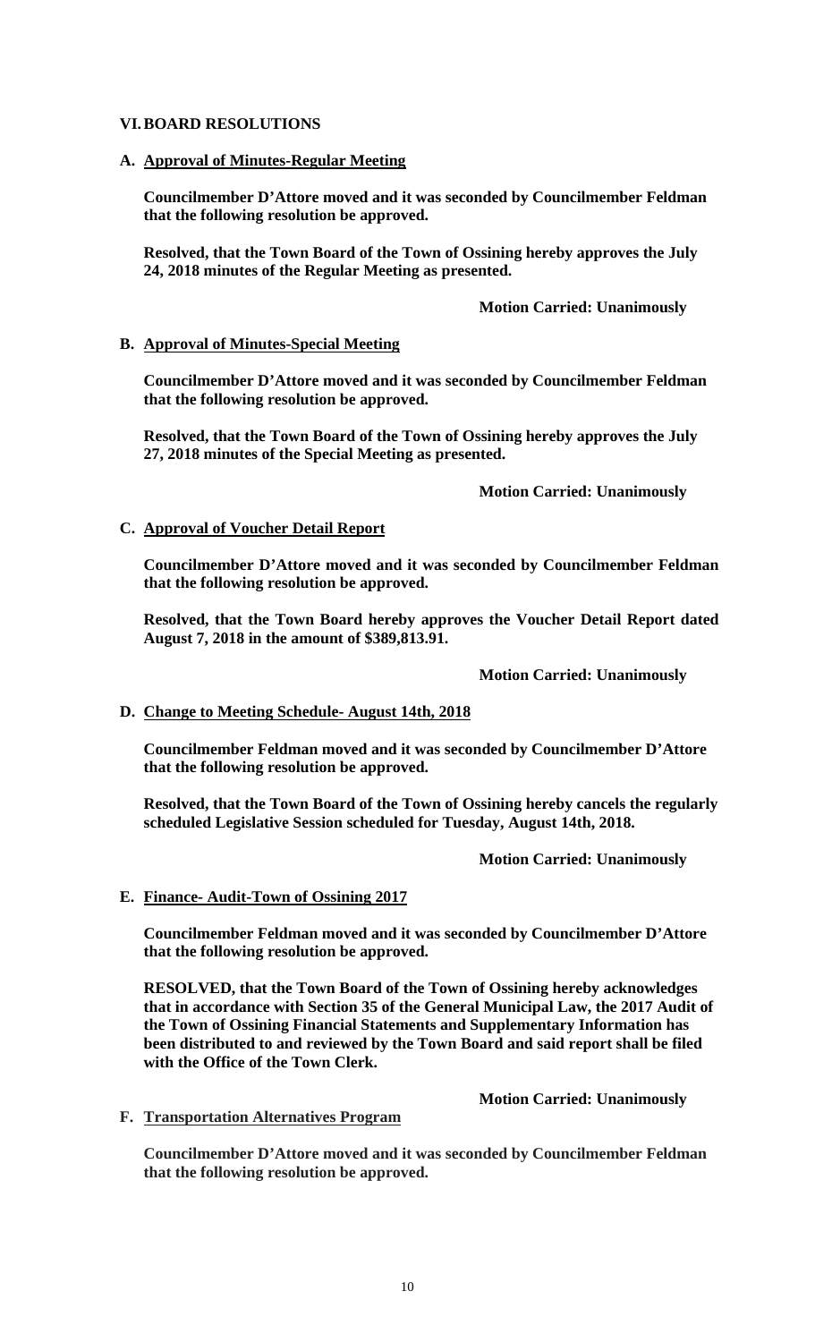## VI. BOARD RESOLUTIONS

### A. Approval of Minutes-Regular Meeting

**Councilmember D'Attore moved and it was seconded by Councilmember Feldman that the following resolution be approved.**

**Resolved, that the Town Board of the Town of Ossining hereby approves the July 24, 2018 minutes of the Regular Meeting as presented.**

**Motion Carried: Unanimously**

### B. Approval of Minutes-Special Meeting

**Councilmember D'Attore moved and it was seconded by Councilmember Feldman that the following resolution be approved.**

**Resolved, that the Town Board of the Town of Ossining hereby approves the July 27, 2018 minutes of the Special Meeting as presented.**

**Motion Carried: Unanimously**

### C. Approval of Voucher Detail Report

**Councilmember D'Attore moved and it was seconded by Councilmember Feldman that the following resolution be approved.**

**Resolved, that the Town Board hereby approves the Voucher Detail Report dated August 7, 2018 in the amount of $389,813.91.**

**Motion Carried: Unanimously**

### D. Change to Meeting Schedule- August 14th, 2018

**Councilmember Feldman moved and it was seconded by Councilmember D'Attore that the following resolution be approved.**

**Resolved, that the Town Board of the Town of Ossining hereby cancels the regularly scheduled Legislative Session scheduled for Tuesday, August 14th, 2018.**

**Motion Carried: Unanimously**

### E. Finance- Audit-Town of Ossining 2017

**Councilmember Feldman moved and it was seconded by Councilmember D'Attore that the following resolution be approved.**

**RESOLVED, that the Town Board of the Town of Ossining hereby acknowledges that in accordance with Section 35 of the General Municipal Law, the 2017 Audit of the Town of Ossining Financial Statements and Supplementary Information has been distributed to and reviewed by the Town Board and said report shall be filed with the Office of the Town Clerk.**

**Motion Carried: Unanimously**

### F. Transportation Alternatives Program

**Councilmember D'Attore moved and it was seconded by Councilmember Feldman that the following resolution be approved.**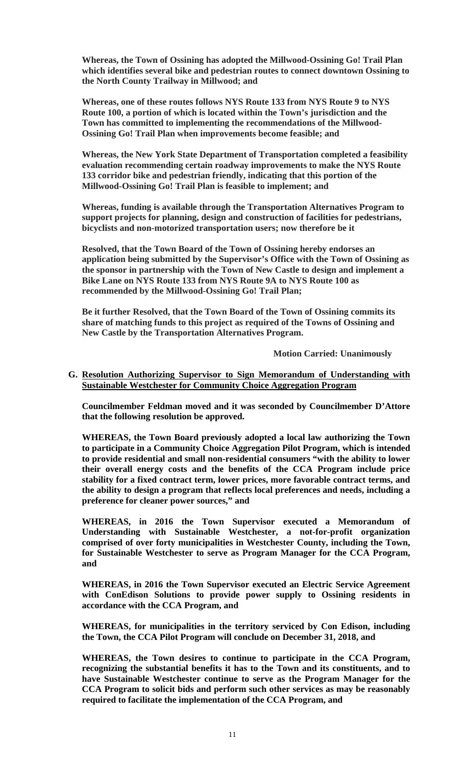**Whereas, the Town of Ossining has adopted the Millwood-Ossining Go! Trail Plan which identifies several bike and pedestrian routes to connect downtown Ossining to the North County Trailway in Millwood; and**

**Whereas, one of these routes follows NYS Route 133 from NYS Route 9 to NYS Route 100, a portion of which is located within the Town's jurisdiction and the Town has committed to implementing the recommendations of the Millwood-Ossining Go! Trail Plan when improvements become feasible; and**

**Whereas, the New York State Department of Transportation completed a feasibility evaluation recommending certain roadway improvements to make the NYS Route 133 corridor bike and pedestrian friendly, indicating that this portion of the Millwood-Ossining Go! Trail Plan is feasible to implement; and**

**Whereas, funding is available through the Transportation Alternatives Program to support projects for planning, design and construction of facilities for pedestrians, bicyclists and non-motorized transportation users; now therefore be it**

**Resolved, that the Town Board of the Town of Ossining hereby endorses an application being submitted by the Supervisor's Office with the Town of Ossining as the sponsor in partnership with the Town of New Castle to design and implement a Bike Lane on NYS Route 133 from NYS Route 9A to NYS Route 100 as recommended by the Millwood-Ossining Go! Trail Plan;**

**Be it further Resolved, that the Town Board of the Town of Ossining commits its share of matching funds to this project as required of the Towns of Ossining and New Castle by the Transportation Alternatives Program.**

**Motion Carried: Unanimously**

**G. <u>Resolution Authorizing Supervisor to Sign Memorandum of Understanding with Sustainable Westchester for Community Choice Aggregation Program</u>**

**Councilmember Feldman moved and it was seconded by Councilmember D'Attore that the following resolution be approved.**

**WHEREAS, the Town Board previously adopted a local law authorizing the Town to participate in a Community Choice Aggregation Pilot Program, which is intended to provide residential and small non-residential consumers "with the ability to lower their overall energy costs and the benefits of the CCA Program include price stability for a fixed contract term, lower prices, more favorable contract terms, and the ability to design a program that reflects local preferences and needs, including a preference for cleaner power sources," and**

**WHEREAS, in 2016 the Town Supervisor executed a Memorandum of Understanding with Sustainable Westchester, a not-for-profit organization comprised of over forty municipalities in Westchester County, including the Town, for Sustainable Westchester to serve as Program Manager for the CCA Program, and**

**WHEREAS, in 2016 the Town Supervisor executed an Electric Service Agreement with ConEdison Solutions to provide power supply to Ossining residents in accordance with the CCA Program, and**

**WHEREAS, for municipalities in the territory serviced by Con Edison, including the Town, the CCA Pilot Program will conclude on December 31, 2018, and**

**WHEREAS, the Town desires to continue to participate in the CCA Program, recognizing the substantial benefits it has to the Town and its constituents, and to have Sustainable Westchester continue to serve as the Program Manager for the CCA Program to solicit bids and perform such other services as may be reasonably required to facilitate the implementation of the CCA Program, and**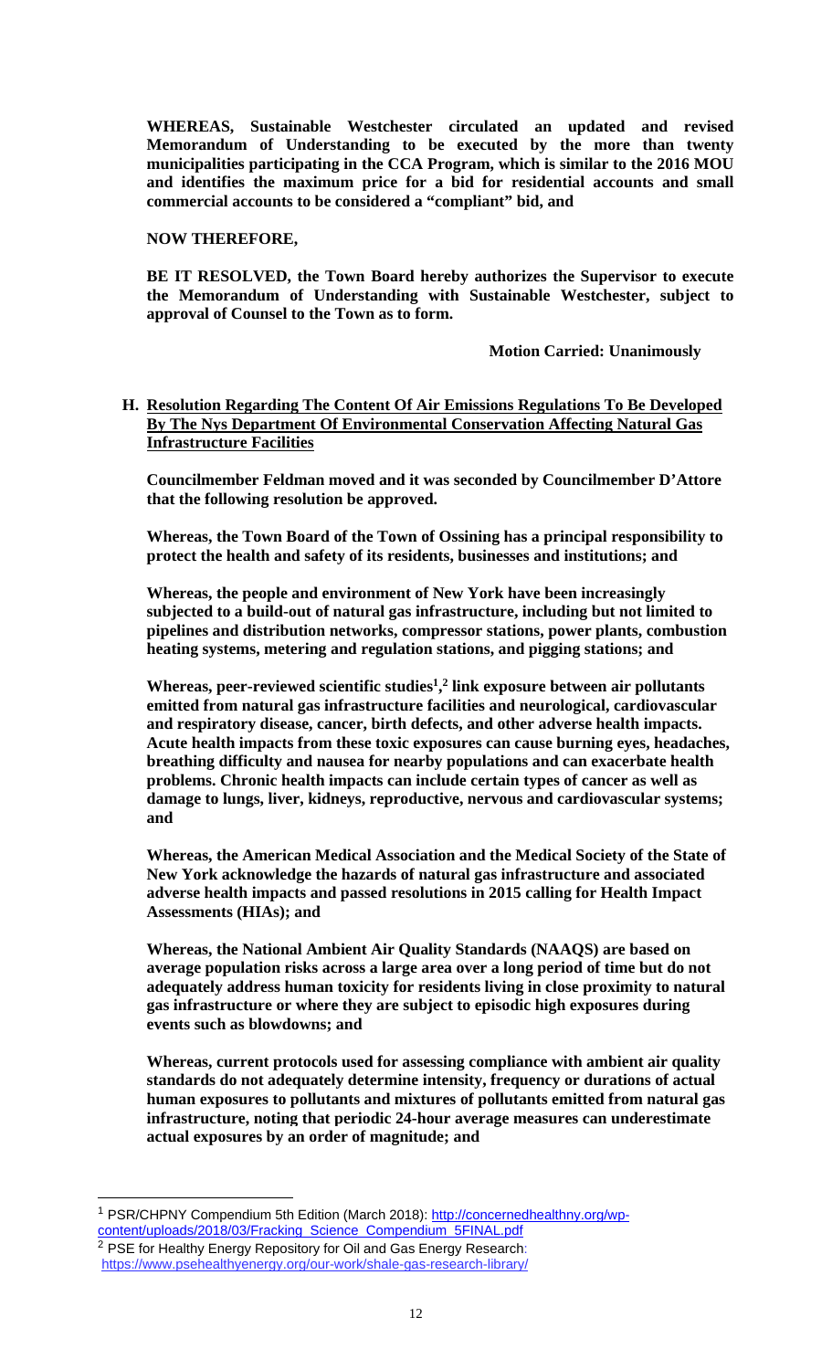**WHEREAS, Sustainable Westchester circulated an updated and revised Memorandum of Understanding to be executed by the more than twenty municipalities participating in the CCA Program, which is similar to the 2016 MOU and identifies the maximum price for a bid for residential accounts and small commercial accounts to be considered a "compliant" bid, and**

**NOW THEREFORE,**

**BE IT RESOLVED, the Town Board hereby authorizes the Supervisor to execute the Memorandum of Understanding with Sustainable Westchester, subject to approval of Counsel to the Town as to form.**

**Motion Carried: Unanimously**

**H. <u>Resolution Regarding The Content Of Air Emissions Regulations To Be Developed By The Nys Department Of Environmental Conservation Affecting Natural Gas Infrastructure Facilities</u>**

**Councilmember Feldman moved and it was seconded by Councilmember D'Attore that the following resolution be approved.**

**Whereas, the Town Board of the Town of Ossining has a principal responsibility to protect the health and safety of its residents, businesses and institutions; and**

**Whereas, the people and environment of New York have been increasingly subjected to a build-out of natural gas infrastructure, including but not limited to pipelines and distribution networks, compressor stations, power plants, combustion heating systems, metering and regulation stations, and pigging stations; and**

**Whereas, peer-reviewed scientific studies[1,2] link exposure between air pollutants emitted from natural gas infrastructure facilities and neurological, cardiovascular and respiratory disease, cancer, birth defects, and other adverse health impacts. Acute health impacts from these toxic exposures can cause burning eyes, headaches, breathing difficulty and nausea for nearby populations and can exacerbate health problems. Chronic health impacts can include certain types of cancer as well as damage to lungs, liver, kidneys, reproductive, nervous and cardiovascular systems; and**

**Whereas, the American Medical Association and the Medical Society of the State of New York acknowledge the hazards of natural gas infrastructure and associated adverse health impacts and passed resolutions in 2015 calling for Health Impact Assessments (HIAs); and**

**Whereas, the National Ambient Air Quality Standards (NAAQS) are based on average population risks across a large area over a long period of time but do not adequately address human toxicity for residents living in close proximity to natural gas infrastructure or where they are subject to episodic high exposures during events such as blowdowns; and**

**Whereas, current protocols used for assessing compliance with ambient air quality standards do not adequately determine intensity, frequency or durations of actual human exposures to pollutants and mixtures of pollutants emitted from natural gas infrastructure, noting that periodic 24-hour average measures can underestimate actual exposures by an order of magnitude; and**

---

[1] PSR/CHPNY Compendium 5th Edition (March 2018): http://concernedhealthny.org/wp-content/uploads/2018/03/Fracking_Science_Compendium_5FINAL.pdf

[2] PSE for Healthy Energy Repository for Oil and Gas Energy Research: https://www.psehealthyenergy.org/our-work/shale-gas-research-library/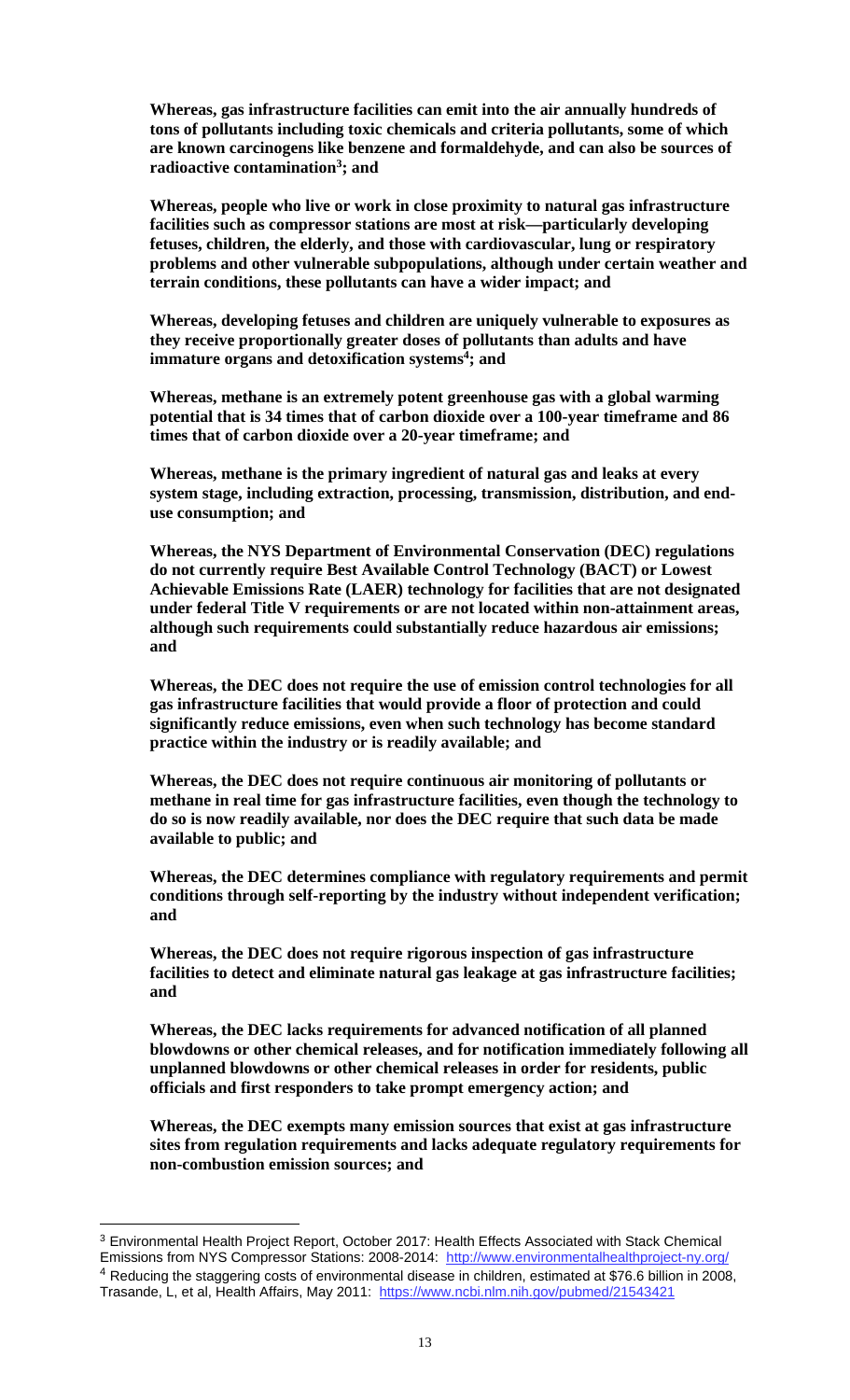**Whereas, gas infrastructure facilities can emit into the air annually hundreds of tons of pollutants including toxic chemicals and criteria pollutants, some of which are known carcinogens like benzene and formaldehyde, and can also be sources of radioactive contamination[3]; and**

**Whereas, people who live or work in close proximity to natural gas infrastructure facilities such as compressor stations are most at risk—particularly developing fetuses, children, the elderly, and those with cardiovascular, lung or respiratory problems and other vulnerable subpopulations, although under certain weather and terrain conditions, these pollutants can have a wider impact; and**

**Whereas, developing fetuses and children are uniquely vulnerable to exposures as they receive proportionally greater doses of pollutants than adults and have immature organs and detoxification systems[4]; and**

**Whereas, methane is an extremely potent greenhouse gas with a global warming potential that is 34 times that of carbon dioxide over a 100-year timeframe and 86 times that of carbon dioxide over a 20-year timeframe; and**

**Whereas, methane is the primary ingredient of natural gas and leaks at every system stage, including extraction, processing, transmission, distribution, and end-use consumption; and**

**Whereas, the NYS Department of Environmental Conservation (DEC) regulations do not currently require Best Available Control Technology (BACT) or Lowest Achievable Emissions Rate (LAER) technology for facilities that are not designated under federal Title V requirements or are not located within non-attainment areas, although such requirements could substantially reduce hazardous air emissions; and**

**Whereas, the DEC does not require the use of emission control technologies for all gas infrastructure facilities that would provide a floor of protection and could significantly reduce emissions, even when such technology has become standard practice within the industry or is readily available; and**

**Whereas, the DEC does not require continuous air monitoring of pollutants or methane in real time for gas infrastructure facilities, even though the technology to do so is now readily available, nor does the DEC require that such data be made available to public; and**

**Whereas, the DEC determines compliance with regulatory requirements and permit conditions through self-reporting by the industry without independent verification; and**

**Whereas, the DEC does not require rigorous inspection of gas infrastructure facilities to detect and eliminate natural gas leakage at gas infrastructure facilities; and**

**Whereas, the DEC lacks requirements for advanced notification of all planned blowdowns or other chemical releases, and for notification immediately following all unplanned blowdowns or other chemical releases in order for residents, public officials and first responders to take prompt emergency action; and**

**Whereas, the DEC exempts many emission sources that exist at gas infrastructure sites from regulation requirements and lacks adequate regulatory requirements for non-combustion emission sources; and**

---

[3] Environmental Health Project Report, October 2017: Health Effects Associated with Stack Chemical Emissions from NYS Compressor Stations: 2008-2014: http://www.environmentalhealthproject-ny.org/

[4] Reducing the staggering costs of environmental disease in children, estimated at $76.6 billion in 2008, Trasande, L, et al, Health Affairs, May 2011: https://www.ncbi.nlm.nih.gov/pubmed/21543421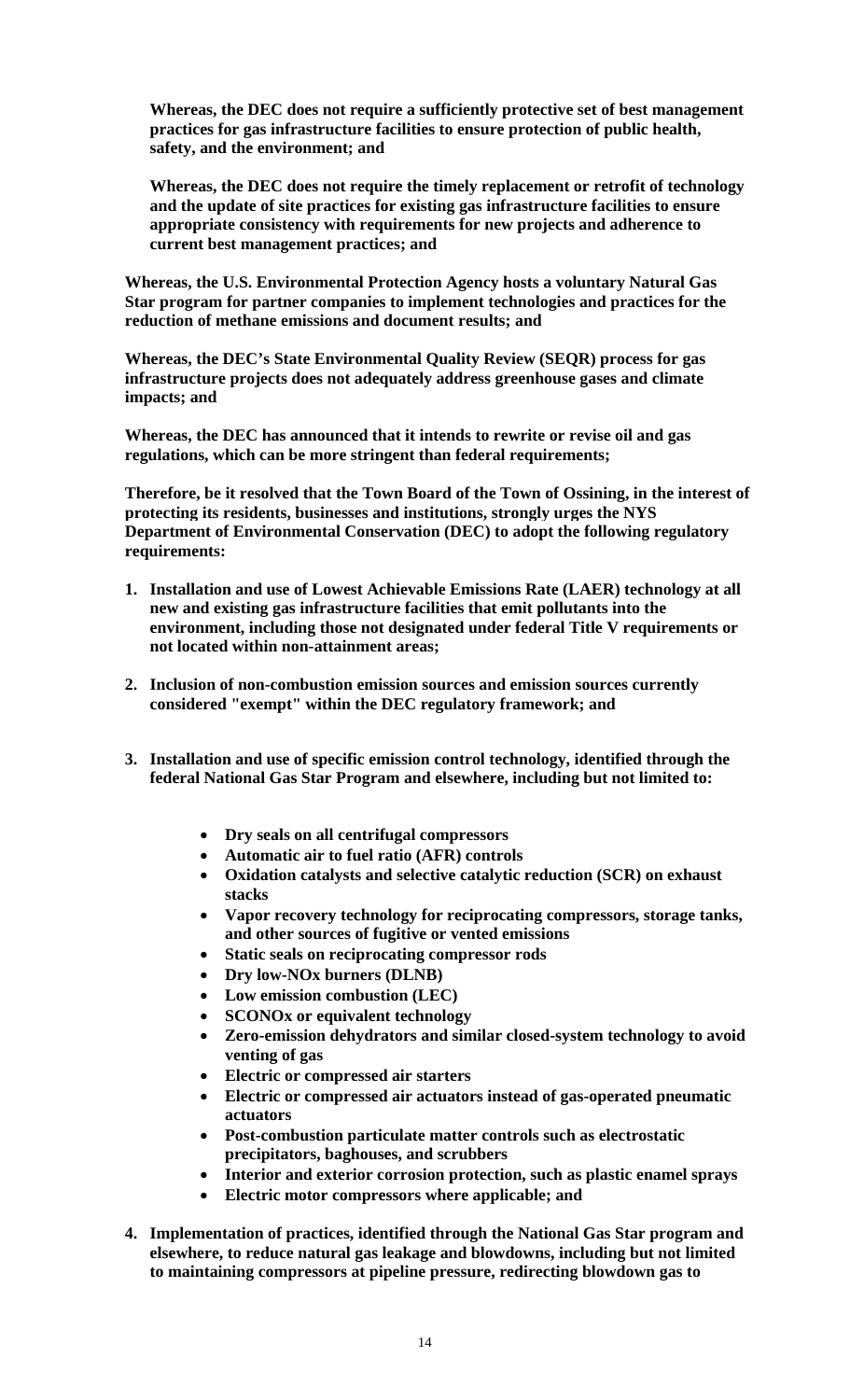**Whereas, the DEC does not require a sufficiently protective set of best management practices for gas infrastructure facilities to ensure protection of public health, safety, and the environment; and**

**Whereas, the DEC does not require the timely replacement or retrofit of technology and the update of site practices for existing gas infrastructure facilities to ensure appropriate consistency with requirements for new projects and adherence to current best management practices; and**

**Whereas, the U.S. Environmental Protection Agency hosts a voluntary Natural Gas Star program for partner companies to implement technologies and practices for the reduction of methane emissions and document results; and**

**Whereas, the DEC's State Environmental Quality Review (SEQR) process for gas infrastructure projects does not adequately address greenhouse gases and climate impacts; and**

**Whereas, the DEC has announced that it intends to rewrite or revise oil and gas regulations, which can be more stringent than federal requirements;**

**Therefore, be it resolved that the Town Board of the Town of Ossining, in the interest of protecting its residents, businesses and institutions, strongly urges the NYS Department of Environmental Conservation (DEC) to adopt the following regulatory requirements:**

1. **Installation and use of Lowest Achievable Emissions Rate (LAER) technology at all new and existing gas infrastructure facilities that emit pollutants into the environment, including those not designated under federal Title V requirements or not located within non-attainment areas;**

2. **Inclusion of non-combustion emission sources and emission sources currently considered "exempt" within the DEC regulatory framework; and**

3. **Installation and use of specific emission control technology, identified through the federal National Gas Star Program and elsewhere, including but not limited to:**

    - **Dry seals on all centrifugal compressors**
    - **Automatic air to fuel ratio (AFR) controls**
    - **Oxidation catalysts and selective catalytic reduction (SCR) on exhaust stacks**
    - **Vapor recovery technology for reciprocating compressors, storage tanks, and other sources of fugitive or vented emissions**
    - **Static seals on reciprocating compressor rods**
    - **Dry low-NOx burners (DLNB)**
    - **Low emission combustion (LEC)**
    - **SCONOx or equivalent technology**
    - **Zero-emission dehydrators and similar closed-system technology to avoid venting of gas**
    - **Electric or compressed air starters**
    - **Electric or compressed air actuators instead of gas-operated pneumatic actuators**
    - **Post-combustion particulate matter controls such as electrostatic precipitators, baghouses, and scrubbers**
    - **Interior and exterior corrosion protection, such as plastic enamel sprays**
    - **Electric motor compressors where applicable; and**

4. **Implementation of practices, identified through the National Gas Star program and elsewhere, to reduce natural gas leakage and blowdowns, including but not limited to maintaining compressors at pipeline pressure, redirecting blowdown gas to**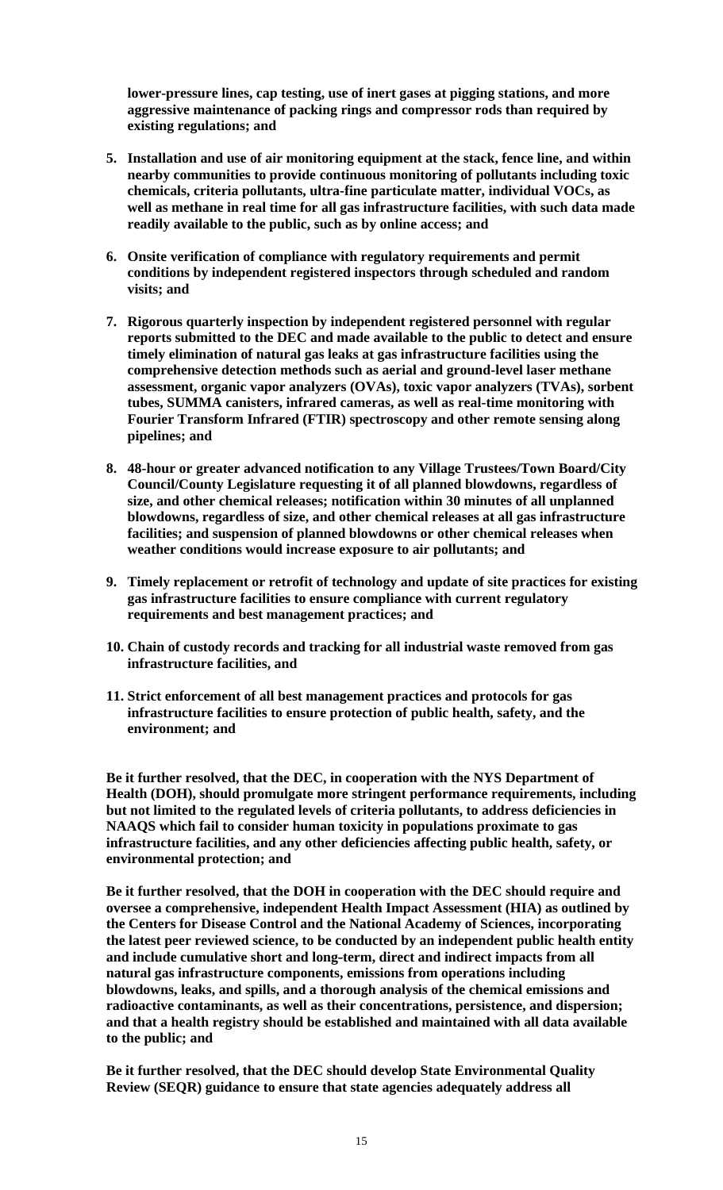**lower-pressure lines, cap testing, use of inert gases at pigging stations, and more aggressive maintenance of packing rings and compressor rods than required by existing regulations; and**

5. **Installation and use of air monitoring equipment at the stack, fence line, and within nearby communities to provide continuous monitoring of pollutants including toxic chemicals, criteria pollutants, ultra-fine particulate matter, individual VOCs, as well as methane in real time for all gas infrastructure facilities, with such data made readily available to the public, such as by online access; and**

6. **Onsite verification of compliance with regulatory requirements and permit conditions by independent registered inspectors through scheduled and random visits; and**

7. **Rigorous quarterly inspection by independent registered personnel with regular reports submitted to the DEC and made available to the public to detect and ensure timely elimination of natural gas leaks at gas infrastructure facilities using the comprehensive detection methods such as aerial and ground-level laser methane assessment, organic vapor analyzers (OVAs), toxic vapor analyzers (TVAs), sorbent tubes, SUMMA canisters, infrared cameras, as well as real-time monitoring with Fourier Transform Infrared (FTIR) spectroscopy and other remote sensing along pipelines; and**

8. **48-hour or greater advanced notification to any Village Trustees/Town Board/City Council/County Legislature requesting it of all planned blowdowns, regardless of size, and other chemical releases; notification within 30 minutes of all unplanned blowdowns, regardless of size, and other chemical releases at all gas infrastructure facilities; and suspension of planned blowdowns or other chemical releases when weather conditions would increase exposure to air pollutants; and**

9. **Timely replacement or retrofit of technology and update of site practices for existing gas infrastructure facilities to ensure compliance with current regulatory requirements and best management practices; and**

10. **Chain of custody records and tracking for all industrial waste removed from gas infrastructure facilities, and**

11. **Strict enforcement of all best management practices and protocols for gas infrastructure facilities to ensure protection of public health, safety, and the environment; and**

**Be it further resolved, that the DEC, in cooperation with the NYS Department of Health (DOH), should promulgate more stringent performance requirements, including but not limited to the regulated levels of criteria pollutants, to address deficiencies in NAAQS which fail to consider human toxicity in populations proximate to gas infrastructure facilities, and any other deficiencies affecting public health, safety, or environmental protection; and**

**Be it further resolved, that the DOH in cooperation with the DEC should require and oversee a comprehensive, independent Health Impact Assessment (HIA) as outlined by the Centers for Disease Control and the National Academy of Sciences, incorporating the latest peer reviewed science, to be conducted by an independent public health entity and include cumulative short and long-term, direct and indirect impacts from all natural gas infrastructure components, emissions from operations including blowdowns, leaks, and spills, and a thorough analysis of the chemical emissions and radioactive contaminants, as well as their concentrations, persistence, and dispersion; and that a health registry should be established and maintained with all data available to the public; and**

**Be it further resolved, that the DEC should develop State Environmental Quality Review (SEQR) guidance to ensure that state agencies adequately address all**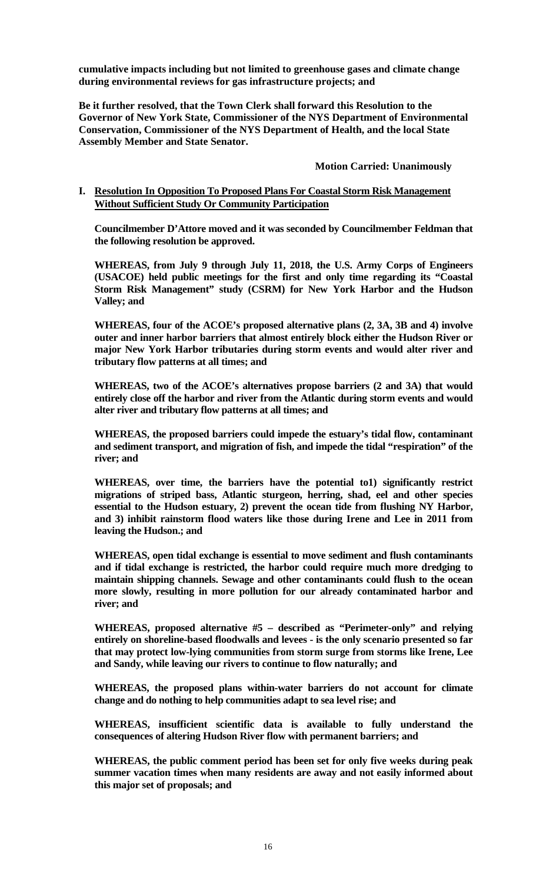**cumulative impacts including but not limited to greenhouse gases and climate change during environmental reviews for gas infrastructure projects; and**

**Be it further resolved, that the Town Clerk shall forward this Resolution to the Governor of New York State, Commissioner of the NYS Department of Environmental Conservation, Commissioner of the NYS Department of Health, and the local State Assembly Member and State Senator.**

**Motion Carried: Unanimously**

**I. <u>Resolution In Opposition To Proposed Plans For Coastal Storm Risk Management Without Sufficient Study Or Community Participation</u>**

**Councilmember D'Attore moved and it was seconded by Councilmember Feldman that the following resolution be approved.**

**WHEREAS, from July 9 through July 11, 2018, the U.S. Army Corps of Engineers (USACOE) held public meetings for the first and only time regarding its "Coastal Storm Risk Management" study (CSRM) for New York Harbor and the Hudson Valley; and**

**WHEREAS, four of the ACOE's proposed alternative plans (2, 3A, 3B and 4) involve outer and inner harbor barriers that almost entirely block either the Hudson River or major New York Harbor tributaries during storm events and would alter river and tributary flow patterns at all times; and**

**WHEREAS, two of the ACOE's alternatives propose barriers (2 and 3A) that would entirely close off the harbor and river from the Atlantic during storm events and would alter river and tributary flow patterns at all times; and**

**WHEREAS, the proposed barriers could impede the estuary's tidal flow, contaminant and sediment transport, and migration of fish, and impede the tidal "respiration" of the river; and**

**WHEREAS, over time, the barriers have the potential to1) significantly restrict migrations of striped bass, Atlantic sturgeon, herring, shad, eel and other species essential to the Hudson estuary, 2) prevent the ocean tide from flushing NY Harbor, and 3) inhibit rainstorm flood waters like those during Irene and Lee in 2011 from leaving the Hudson.; and**

**WHEREAS, open tidal exchange is essential to move sediment and flush contaminants and if tidal exchange is restricted, the harbor could require much more dredging to maintain shipping channels. Sewage and other contaminants could flush to the ocean more slowly, resulting in more pollution for our already contaminated harbor and river; and**

**WHEREAS, proposed alternative #5 – described as "Perimeter-only" and relying entirely on shoreline-based floodwalls and levees - is the only scenario presented so far that may protect low-lying communities from storm surge from storms like Irene, Lee and Sandy, while leaving our rivers to continue to flow naturally; and**

**WHEREAS, the proposed plans within-water barriers do not account for climate change and do nothing to help communities adapt to sea level rise; and**

**WHEREAS, insufficient scientific data is available to fully understand the consequences of altering Hudson River flow with permanent barriers; and**

**WHEREAS, the public comment period has been set for only five weeks during peak summer vacation times when many residents are away and not easily informed about this major set of proposals; and**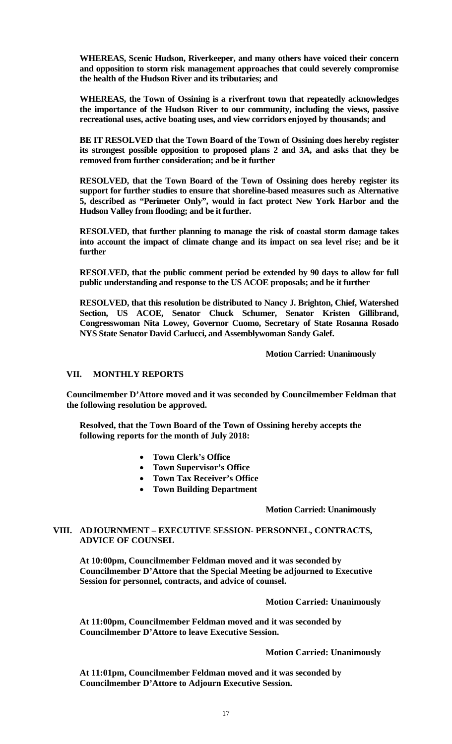**WHEREAS, Scenic Hudson, Riverkeeper, and many others have voiced their concern and opposition to storm risk management approaches that could severely compromise the health of the Hudson River and its tributaries; and**

**WHEREAS, the Town of Ossining is a riverfront town that repeatedly acknowledges the importance of the Hudson River to our community, including the views, passive recreational uses, active boating uses, and view corridors enjoyed by thousands; and**

**BE IT RESOLVED that the Town Board of the Town of Ossining does hereby register its strongest possible opposition to proposed plans 2 and 3A, and asks that they be removed from further consideration; and be it further**

**RESOLVED, that the Town Board of the Town of Ossining does hereby register its support for further studies to ensure that shoreline-based measures such as Alternative 5, described as "Perimeter Only", would in fact protect New York Harbor and the Hudson Valley from flooding; and be it further.**

**RESOLVED, that further planning to manage the risk of coastal storm damage takes into account the impact of climate change and its impact on sea level rise; and be it further**

**RESOLVED, that the public comment period be extended by 90 days to allow for full public understanding and response to the US ACOE proposals; and be it further**

**RESOLVED, that this resolution be distributed to Nancy J. Brighton, Chief, Watershed Section, US ACOE, Senator Chuck Schumer, Senator Kristen Gillibrand, Congresswoman Nita Lowey, Governor Cuomo, Secretary of State Rosanna Rosado NYS State Senator David Carlucci, and Assemblywoman Sandy Galef.**

**Motion Carried: Unanimously**

## VII. MONTHLY REPORTS

**Councilmember D'Attore moved and it was seconded by Councilmember Feldman that the following resolution be approved.**

**Resolved, that the Town Board of the Town of Ossining hereby accepts the following reports for the month of July 2018:**

- **Town Clerk's Office**
- **Town Supervisor's Office**
- **Town Tax Receiver's Office**
- **Town Building Department**

**Motion Carried: Unanimously**

## VIII. ADJOURNMENT – EXECUTIVE SESSION- PERSONNEL, CONTRACTS, ADVICE OF COUNSEL

**At 10:00pm, Councilmember Feldman moved and it was seconded by Councilmember D'Attore that the Special Meeting be adjourned to Executive Session for personnel, contracts, and advice of counsel.**

**Motion Carried: Unanimously**

**At 11:00pm, Councilmember Feldman moved and it was seconded by Councilmember D'Attore to leave Executive Session.**

**Motion Carried: Unanimously**

**At 11:01pm, Councilmember Feldman moved and it was seconded by Councilmember D'Attore to Adjourn Executive Session.**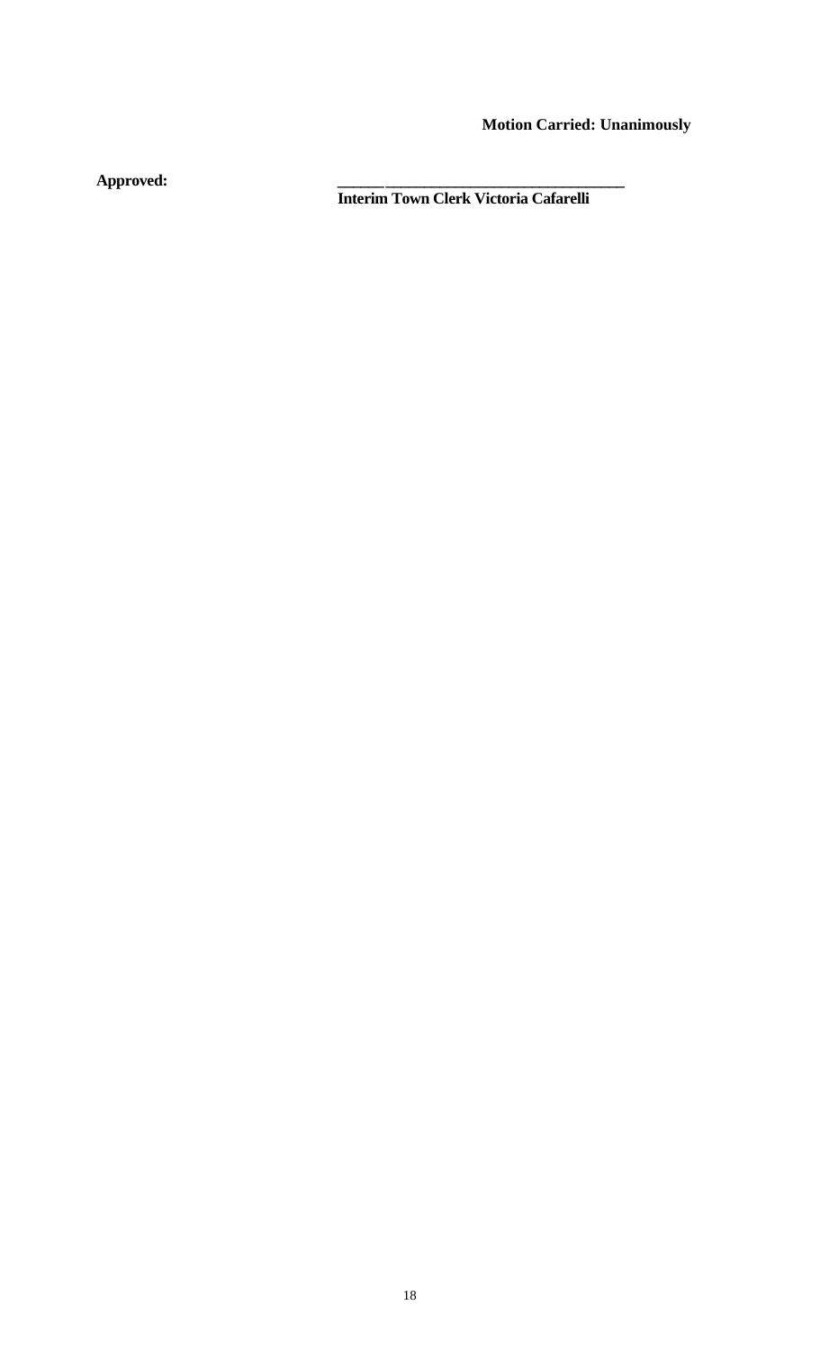**Motion Carried: Unanimously**

**Approved:** \_\_\_\_\_\_\_\_\_\_\_\_\_\_\_\_\_\_\_\_\_\_\_\_\_\_\_\_\_\_\_\_\_\_\_\_

**Interim Town Clerk Victoria Cafarelli**